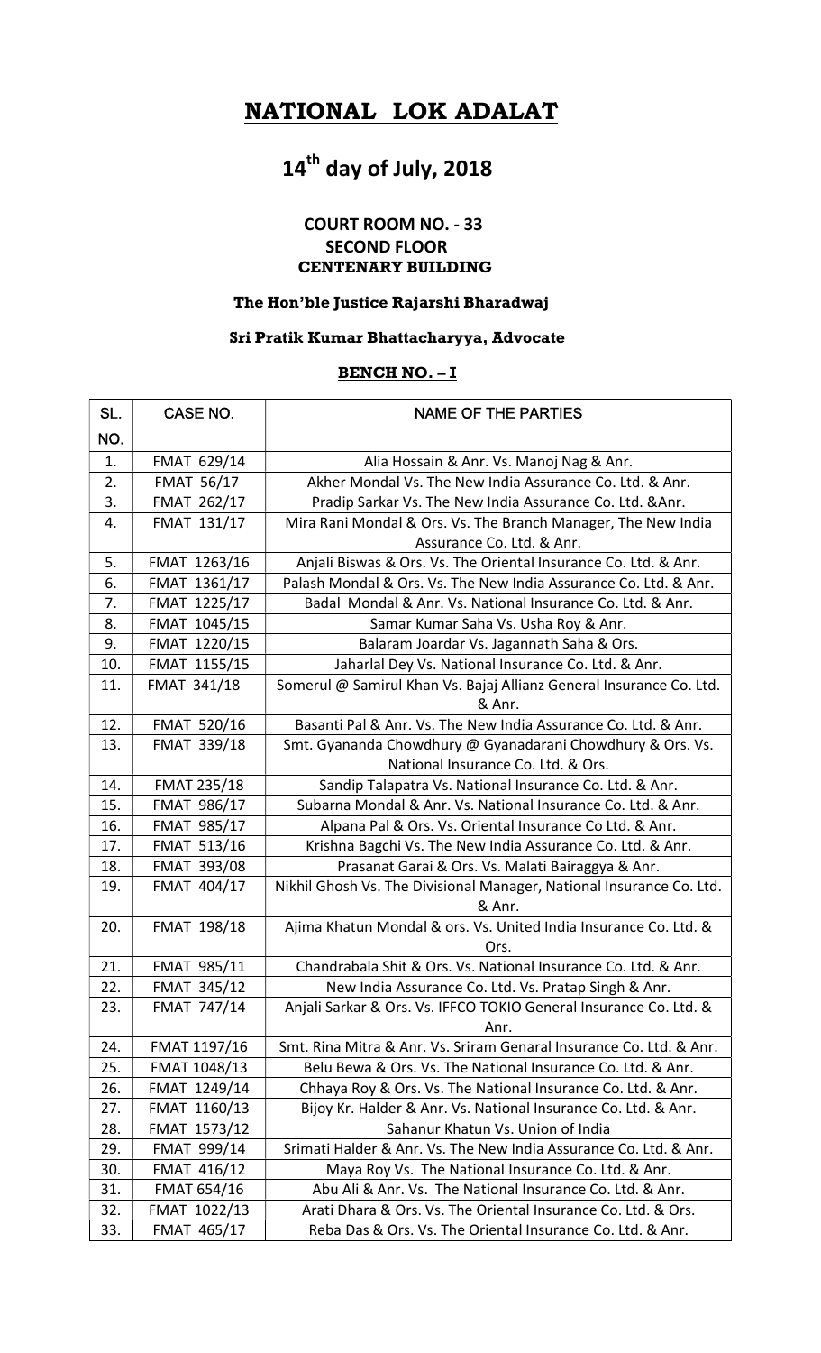# NATIONAL LOK ADALAT

## 14th day of July, 2018

### COURT ROOM NO. - 33
### SECOND FLOOR
### CENTENARY BUILDING

### The Hon'ble Justice Rajarshi Bharadwaj

### Sri Pratik Kumar Bhattacharyya, Advocate

### BENCH NO. – I

| SL. NO. | CASE NO. | NAME OF THE PARTIES |
|---|---|---|
| 1. | FMAT 629/14 | Alia Hossain & Anr. Vs. Manoj Nag & Anr. |
| 2. | FMAT 56/17 | Akher Mondal Vs. The New India Assurance Co. Ltd. & Anr. |
| 3. | FMAT 262/17 | Pradip Sarkar Vs. The New India Assurance Co. Ltd. &Anr. |
| 4. | FMAT 131/17 | Mira Rani Mondal & Ors. Vs. The Branch Manager, The New India Assurance Co. Ltd. & Anr. |
| 5. | FMAT 1263/16 | Anjali Biswas & Ors. Vs. The Oriental Insurance Co. Ltd. & Anr. |
| 6. | FMAT 1361/17 | Palash Mondal & Ors. Vs. The New India Assurance Co. Ltd. & Anr. |
| 7. | FMAT 1225/17 | Badal Mondal & Anr. Vs. National Insurance Co. Ltd. & Anr. |
| 8. | FMAT 1045/15 | Samar Kumar Saha Vs. Usha Roy & Anr. |
| 9. | FMAT 1220/15 | Balaram Joardar Vs. Jagannath Saha & Ors. |
| 10. | FMAT 1155/15 | Jaharlal Dey Vs. National Insurance Co. Ltd. & Anr. |
| 11. | FMAT 341/18 | Somerul @ Samirul Khan Vs. Bajaj Allianz General Insurance Co. Ltd. & Anr. |
| 12. | FMAT 520/16 | Basanti Pal & Anr. Vs. The New India Assurance Co. Ltd. & Anr. |
| 13. | FMAT 339/18 | Smt. Gyananda Chowdhury @ Gyanadarani Chowdhury & Ors. Vs. National Insurance Co. Ltd. & Ors. |
| 14. | FMAT 235/18 | Sandip Talapatra Vs. National Insurance Co. Ltd. & Anr. |
| 15. | FMAT 986/17 | Subarna Mondal & Anr. Vs. National Insurance Co. Ltd. & Anr. |
| 16. | FMAT 985/17 | Alpana Pal & Ors. Vs. Oriental Insurance Co Ltd. & Anr. |
| 17. | FMAT 513/16 | Krishna Bagchi Vs. The New India Assurance Co. Ltd. & Anr. |
| 18. | FMAT 393/08 | Prasanat Garai & Ors. Vs. Malati Bairaggya & Anr. |
| 19. | FMAT 404/17 | Nikhil Ghosh Vs. The Divisional Manager, National Insurance Co. Ltd. & Anr. |
| 20. | FMAT 198/18 | Ajima Khatun Mondal & ors. Vs. United India Insurance Co. Ltd. & Ors. |
| 21. | FMAT 985/11 | Chandrabala Shit & Ors. Vs. National Insurance Co. Ltd. & Anr. |
| 22. | FMAT 345/12 | New India Assurance Co. Ltd. Vs. Pratap Singh & Anr. |
| 23. | FMAT 747/14 | Anjali Sarkar & Ors. Vs. IFFCO TOKIO General Insurance Co. Ltd. & Anr. |
| 24. | FMAT 1197/16 | Smt. Rina Mitra & Anr. Vs. Sriram Genaral Insurance Co. Ltd. & Anr. |
| 25. | FMAT 1048/13 | Belu Bewa & Ors. Vs. The National Insurance Co. Ltd. & Anr. |
| 26. | FMAT 1249/14 | Chhaya Roy & Ors. Vs. The National Insurance Co. Ltd. & Anr. |
| 27. | FMAT 1160/13 | Bijoy Kr. Halder & Anr. Vs. National Insurance Co. Ltd. & Anr. |
| 28. | FMAT 1573/12 | Sahanur Khatun Vs. Union of India |
| 29. | FMAT 999/14 | Srimati Halder & Anr. Vs. The New India Assurance Co. Ltd. & Anr. |
| 30. | FMAT 416/12 | Maya Roy Vs. The National Insurance Co. Ltd. & Anr. |
| 31. | FMAT 654/16 | Abu Ali & Anr. Vs. The National Insurance Co. Ltd. & Anr. |
| 32. | FMAT 1022/13 | Arati Dhara & Ors. Vs. The Oriental Insurance Co. Ltd. & Ors. |
| 33. | FMAT 465/17 | Reba Das & Ors. Vs. The Oriental Insurance Co. Ltd. & Anr. |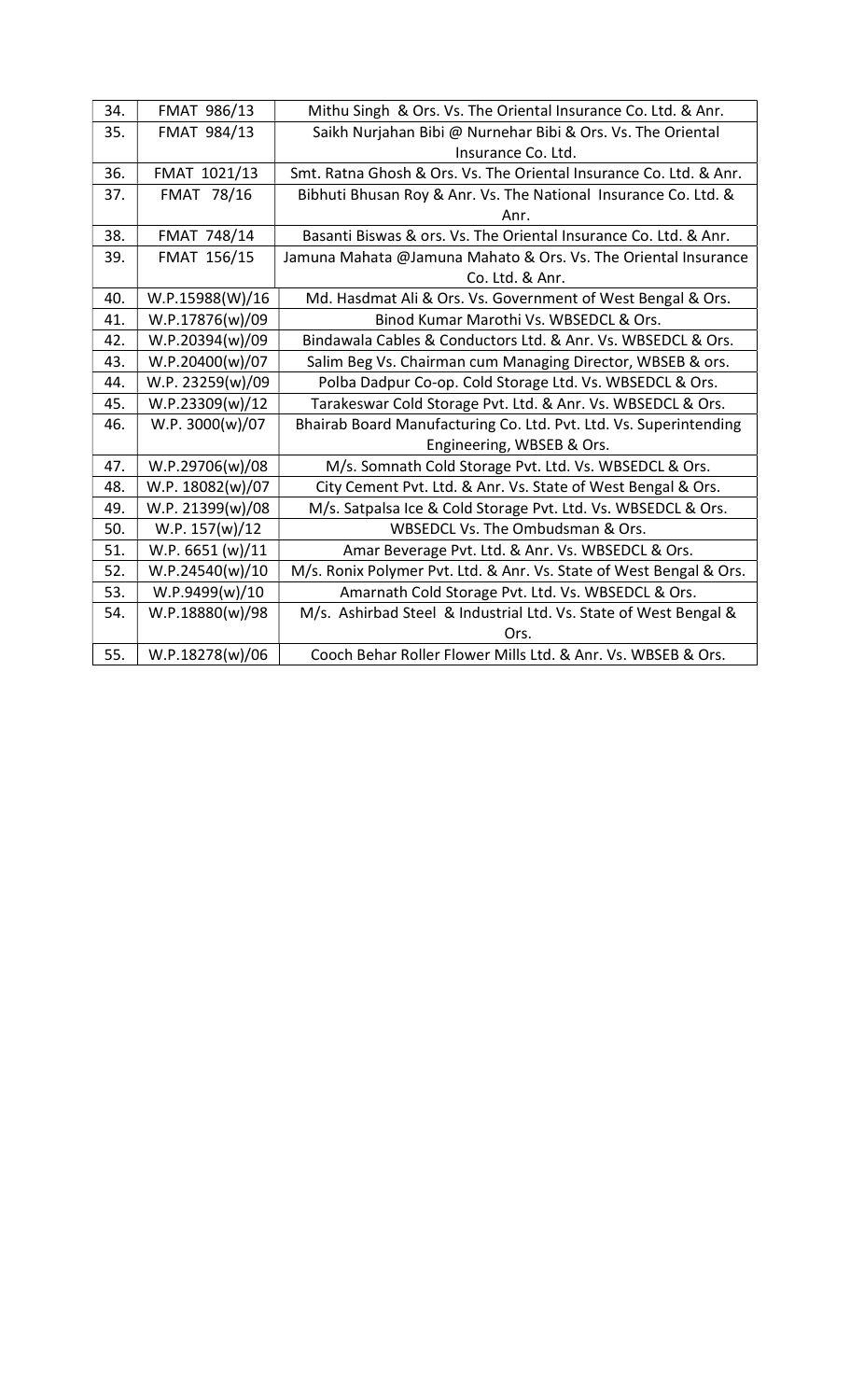| | | |
|---|---|---|
| 34. | FMAT 986/13 | Mithu Singh & Ors. Vs. The Oriental Insurance Co. Ltd. & Anr. |
| 35. | FMAT 984/13 | Saikh Nurjahan Bibi @ Nurnehar Bibi & Ors. Vs. The Oriental Insurance Co. Ltd. |
| 36. | FMAT 1021/13 | Smt. Ratna Ghosh & Ors. Vs. The Oriental Insurance Co. Ltd. & Anr. |
| 37. | FMAT 78/16 | Bibhuti Bhusan Roy & Anr. Vs. The National Insurance Co. Ltd. & Anr. |
| 38. | FMAT 748/14 | Basanti Biswas & ors. Vs. The Oriental Insurance Co. Ltd. & Anr. |
| 39. | FMAT 156/15 | Jamuna Mahata @Jamuna Mahato & Ors. Vs. The Oriental Insurance Co. Ltd. & Anr. |
| 40. | W.P.15988(W)/16 | Md. Hasdmat Ali & Ors. Vs. Government of West Bengal & Ors. |
| 41. | W.P.17876(w)/09 | Binod Kumar Marothi Vs. WBSEDCL & Ors. |
| 42. | W.P.20394(w)/09 | Bindawala Cables & Conductors Ltd. & Anr. Vs. WBSEDCL & Ors. |
| 43. | W.P.20400(w)/07 | Salim Beg Vs. Chairman cum Managing Director, WBSEB & ors. |
| 44. | W.P. 23259(w)/09 | Polba Dadpur Co-op. Cold Storage Ltd. Vs. WBSEDCL & Ors. |
| 45. | W.P.23309(w)/12 | Tarakeswar Cold Storage Pvt. Ltd. & Anr. Vs. WBSEDCL & Ors. |
| 46. | W.P. 3000(w)/07 | Bhairab Board Manufacturing Co. Ltd. Pvt. Ltd. Vs. Superintending Engineering, WBSEB & Ors. |
| 47. | W.P.29706(w)/08 | M/s. Somnath Cold Storage Pvt. Ltd. Vs. WBSEDCL & Ors. |
| 48. | W.P. 18082(w)/07 | City Cement Pvt. Ltd. & Anr. Vs. State of West Bengal & Ors. |
| 49. | W.P. 21399(w)/08 | M/s. Satpalsa Ice & Cold Storage Pvt. Ltd. Vs. WBSEDCL & Ors. |
| 50. | W.P. 157(w)/12 | WBSEDCL Vs. The Ombudsman & Ors. |
| 51. | W.P. 6651 (w)/11 | Amar Beverage Pvt. Ltd. & Anr. Vs. WBSEDCL & Ors. |
| 52. | W.P.24540(w)/10 | M/s. Ronix Polymer Pvt. Ltd. & Anr. Vs. State of West Bengal & Ors. |
| 53. | W.P.9499(w)/10 | Amarnath Cold Storage Pvt. Ltd. Vs. WBSEDCL & Ors. |
| 54. | W.P.18880(w)/98 | M/s. Ashirbad Steel & Industrial Ltd. Vs. State of West Bengal & Ors. |
| 55. | W.P.18278(w)/06 | Cooch Behar Roller Flower Mills Ltd. & Anr. Vs. WBSEB & Ors. |